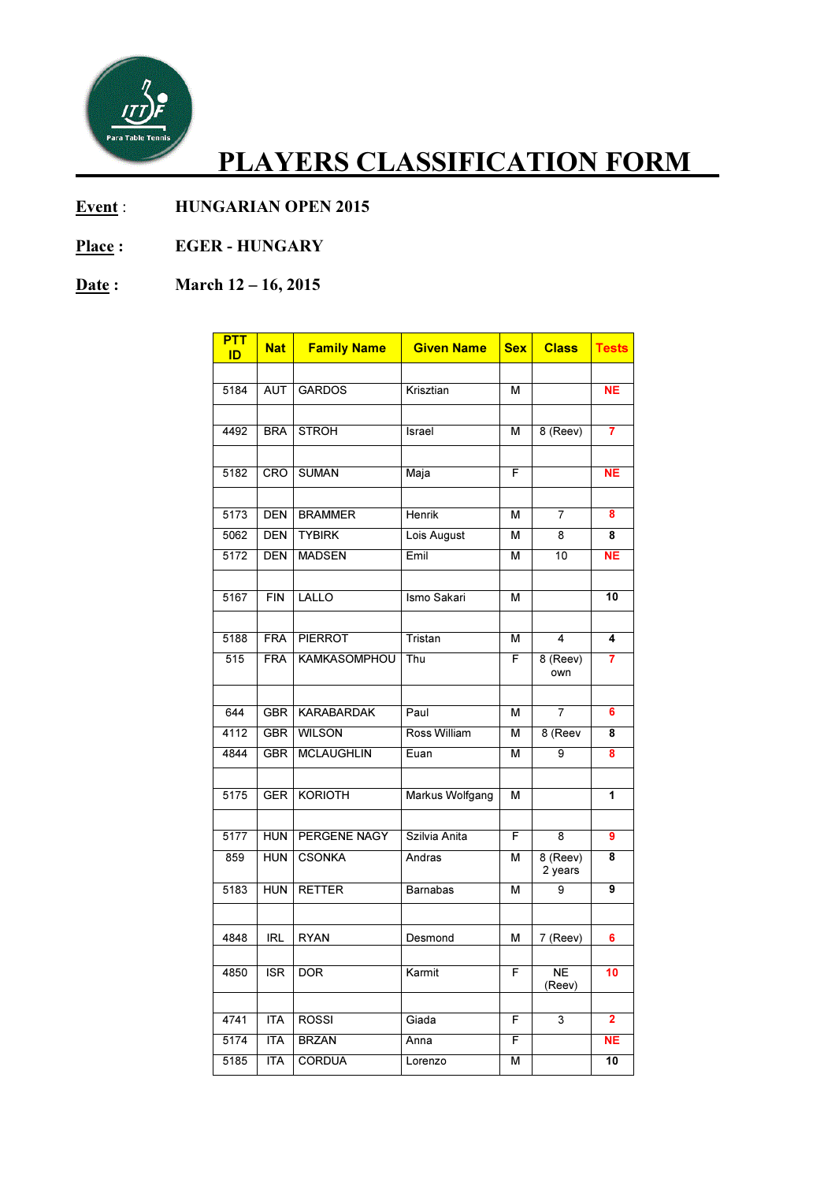# PLAYERS CLASSIFICATION FORM

**Event** : HUNGARIAN OPEN 2015

**Place :** EGER - HUNGARY

**Date :** March 12 – 16, 2015

| PTT ID | Nat | Family Name | Given Name | Sex | Class | Tests |
|---|---|---|---|---|---|---|
| | | | | | | |
| 5184 | AUT | GARDOS | Krisztian | M | | NE |
| | | | | | | |
| 4492 | BRA | STROH | Israel | M | 8 (Reev) | 7 |
| | | | | | | |
| 5182 | CRO | SUMAN | Maja | F | | NE |
| | | | | | | |
| 5173 | DEN | BRAMMER | Henrik | M | 7 | 8 |
| 5062 | DEN | TYBIRK | Lois August | M | 8 | 8 |
| 5172 | DEN | MADSEN | Emil | M | 10 | NE |
| | | | | | | |
| 5167 | FIN | LALLO | Ismo Sakari | M | | 10 |
| | | | | | | |
| 5188 | FRA | PIERROT | Tristan | M | 4 | 4 |
| 515 | FRA | KAMKASOMPHOU | Thu | F | 8 (Reev) own | 7 |
| | | | | | | |
| 644 | GBR | KARABARDAK | Paul | M | 7 | 6 |
| 4112 | GBR | WILSON | Ross William | M | 8 (Reev | 8 |
| 4844 | GBR | MCLAUGHLIN | Euan | M | 9 | 8 |
| | | | | | | |
| 5175 | GER | KORIOTH | Markus Wolfgang | M | | 1 |
| | | | | | | |
| 5177 | HUN | PERGENE NAGY | Szilvia Anita | F | 8 | 9 |
| 859 | HUN | CSONKA | Andras | M | 8 (Reev) 2 years | 8 |
| 5183 | HUN | RETTER | Barnabas | M | 9 | 9 |
| | | | | | | |
| 4848 | IRL | RYAN | Desmond | M | 7 (Reev) | 6 |
| | | | | | | |
| 4850 | ISR | DOR | Karmit | F | NE (Reev) | 10 |
| | | | | | | |
| 4741 | ITA | ROSSI | Giada | F | 3 | 2 |
| 5174 | ITA | BRZAN | Anna | F | | NE |
| 5185 | ITA | CORDUA | Lorenzo | M | | 10 |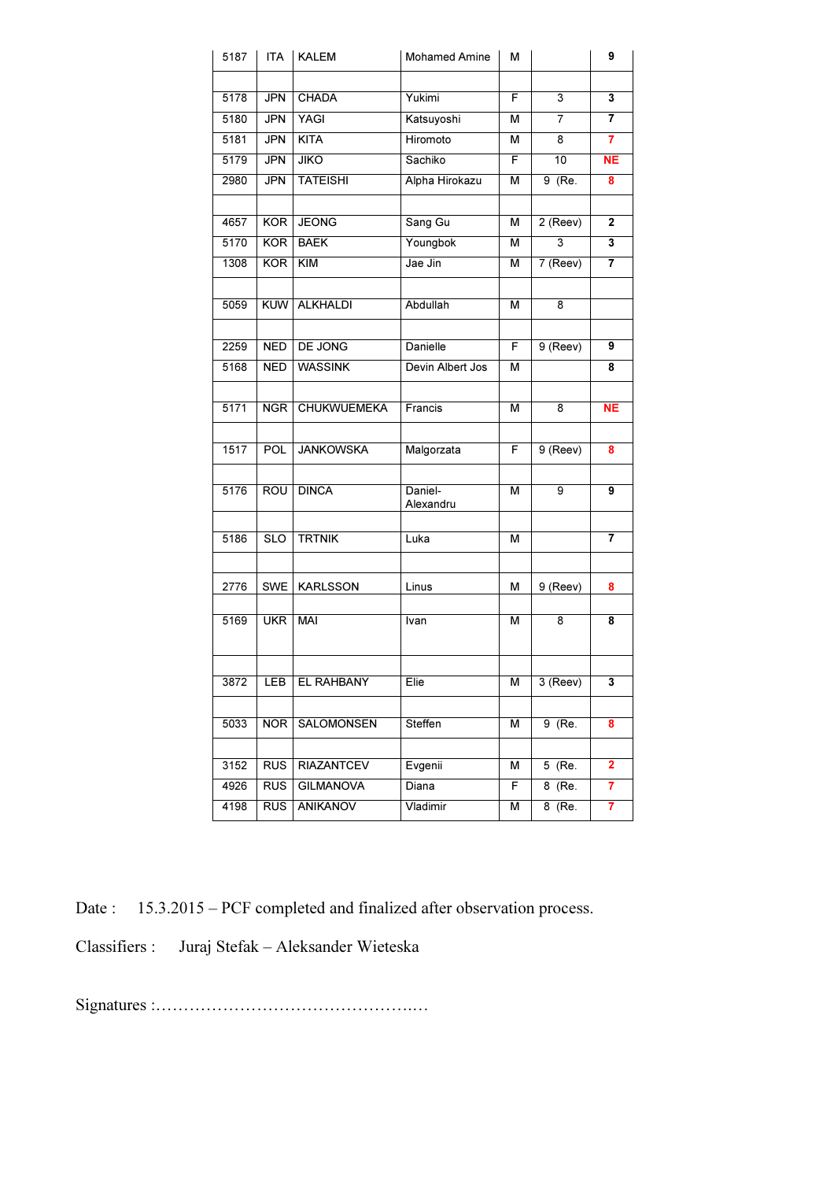| | | | | | | |
|---|---|---|---|---|---|---|
| 5187 | ITA | KALEM | Mohamed Amine | M | | 9 |
| | | | | | | |
| 5178 | JPN | CHADA | Yukimi | F | 3 | 3 |
| 5180 | JPN | YAGI | Katsuyoshi | M | 7 | 7 |
| 5181 | JPN | KITA | Hiromoto | M | 8 | 7 |
| 5179 | JPN | JIKO | Sachiko | F | 10 | NE |
| 2980 | JPN | TATEISHI | Alpha Hirokazu | M | 9 (Re. | 8 |
| | | | | | | |
| 4657 | KOR | JEONG | Sang Gu | M | 2 (Reev) | 2 |
| 5170 | KOR | BAEK | Youngbok | M | 3 | 3 |
| 1308 | KOR | KIM | Jae Jin | M | 7 (Reev) | 7 |
| | | | | | | |
| 5059 | KUW | ALKHALDI | Abdullah | M | 8 | |
| | | | | | | |
| 2259 | NED | DE JONG | Danielle | F | 9 (Reev) | 9 |
| 5168 | NED | WASSINK | Devin Albert Jos | M | | 8 |
| | | | | | | |
| 5171 | NGR | CHUKWUEMEKA | Francis | M | 8 | NE |
| | | | | | | |
| 1517 | POL | JANKOWSKA | Malgorzata | F | 9 (Reev) | 8 |
| | | | | | | |
| 5176 | ROU | DINCA | Daniel-Alexandru | M | 9 | 9 |
| | | | | | | |
| 5186 | SLO | TRTNIK | Luka | M | | 7 |
| | | | | | | |
| 2776 | SWE | KARLSSON | Linus | M | 9 (Reev) | 8 |
| | | | | | | |
| 5169 | UKR | MAI | Ivan | M | 8 | 8 |
| | | | | | | |
| 3872 | LEB | EL RAHBANY | Elie | M | 3 (Reev) | 3 |
| | | | | | | |
| 5033 | NOR | SALOMONSEN | Steffen | M | 9 (Re. | 8 |
| | | | | | | |
| 3152 | RUS | RIAZANTCEV | Evgenii | M | 5 (Re. | 2 |
| 4926 | RUS | GILMANOVA | Diana | F | 8 (Re. | 7 |
| 4198 | RUS | ANIKANOV | Vladimir | M | 8 (Re. | 7 |

Date : 15.3.2015 – PCF completed and finalized after observation process.

Classifiers : Juraj Stefak – Aleksander Wieteska

Signatures :………………………………………..…